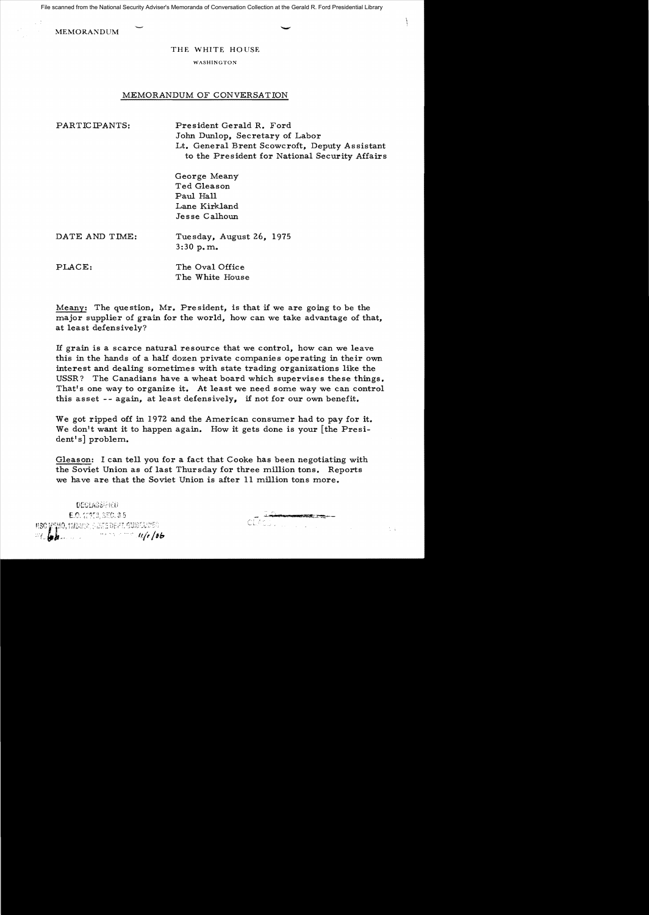MEMORANDUM

THE WHITE HOUSE

WASHINGTON

MEMORANDUM OF CONVERSATION

PARTICIPANTS: President Gerald R. Ford
John Dunlop, Secretary of Labor
Lt. General Brent Scowcroft, Deputy Assistant to the President for National Security Affairs

George Meany
Ted Gleason
Paul Hall
Lane Kirkland
Jesse Calhoun

DATE AND TIME: Tuesday, August 26, 1975
3:30 p.m.

PLACE: The Oval Office
The White House

Meany: The question, Mr. President, is that if we are going to be the major supplier of grain for the world, how can we take advantage of that, at least defensively?

If grain is a scarce natural resource that we control, how can we leave this in the hands of a half dozen private companies operating in their own interest and dealing sometimes with state trading organizations like the USSR? The Canadians have a wheat board which supervises these things. That's one way to organize it. At least we need some way we can control this asset -- again, at least defensively, if not for our own benefit.

We got ripped off in 1972 and the American consumer had to pay for it. We don't want it to happen again. How it gets done is your [the President's] problem.

Gleason: I can tell you for a fact that Cooke has been negotiating with the Soviet Union as of last Thursday for three million tons. Reports we have are that the Soviet Union is after 11 million tons more.

DECLASSIFIED
E.O. 12958, SEC. 3.5
NSC MEMO, 11/24/98, STATE DEPT. GUIDELINES
BY [illegible] 11/1/06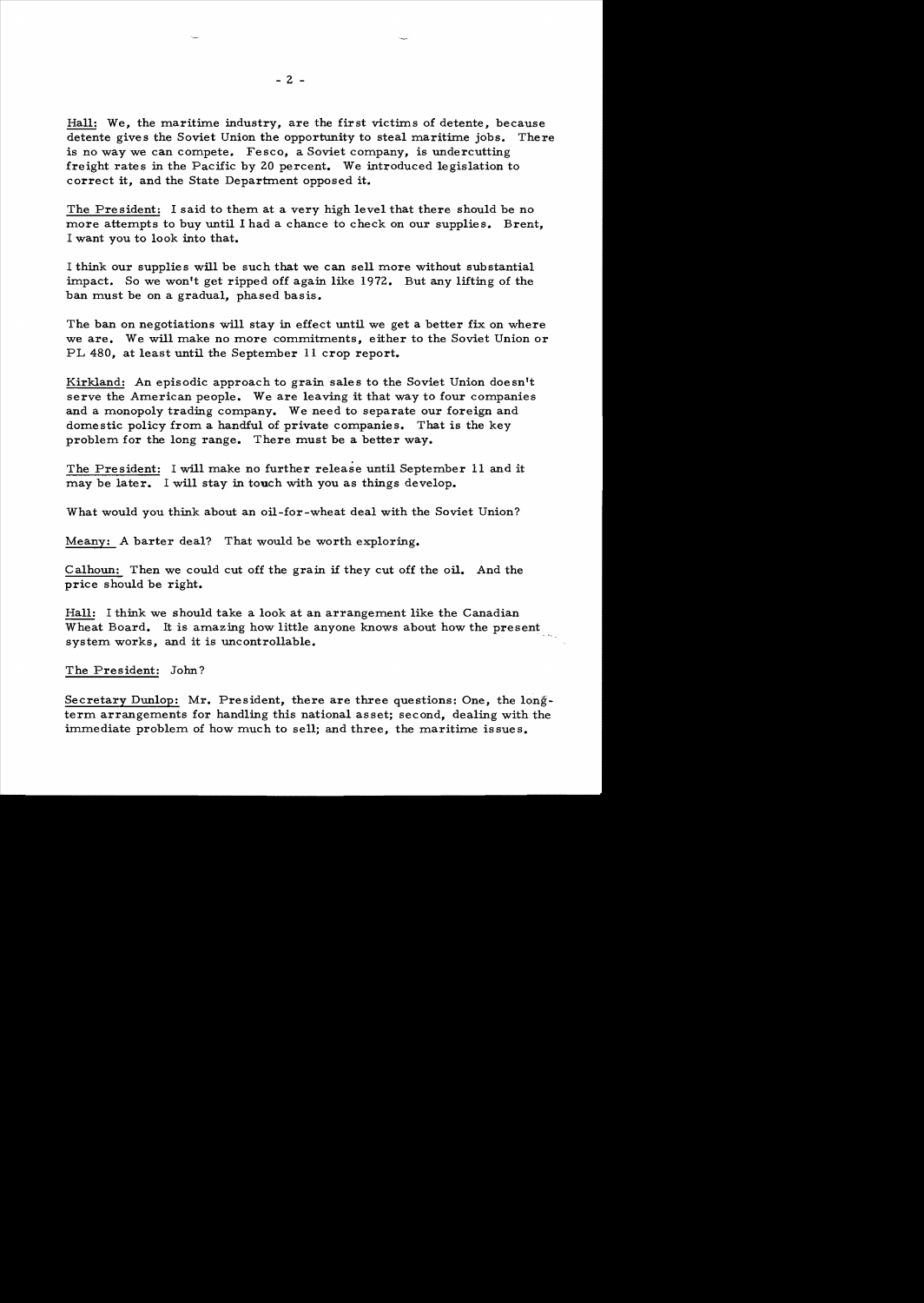Hall: We, the maritime industry, are the first victims of detente, because detente gives the Soviet Union the opportunity to steal maritime jobs. There is no way we can compete. Fesco, a Soviet company, is undercutting freight rates in the Pacific by 20 percent. We introduced legislation to correct it, and the State Department opposed it.

The President: I said to them at a very high level that there should be no more attempts to buy until I had a chance to check on our supplies. Brent, I want you to look into that.

I think our supplies will be such that we can sell more without substantial impact. So we won't get ripped off again like 1972. But any lifting of the ban must be on a gradual, phased basis.

The ban on negotiations will stay in effect until we get a better fix on where we are. We will make no more commitments, either to the Soviet Union or PL 480, at least until the September 11 crop report.

Kirkland: An episodic approach to grain sales to the Soviet Union doesn't serve the American people. We are leaving it that way to four companies and a monopoly trading company. We need to separate our foreign and domestic policy from a handful of private companies. That is the key problem for the long range. There must be a better way.

The President: I will make no further release until September 11 and it may be later. I will stay in touch with you as things develop.

What would you think about an oil-for-wheat deal with the Soviet Union?

Meany: A barter deal? That would be worth exploring.

Calhoun: Then we could cut off the grain if they cut off the oil. And the price should be right.

Hall: I think we should take a look at an arrangement like the Canadian Wheat Board. It is amazing how little anyone knows about how the present system works, and it is uncontrollable.

The President: John?

Secretary Dunlop: Mr. President, there are three questions: One, the long-term arrangements for handling this national asset; second, dealing with the immediate problem of how much to sell; and three, the maritime issues.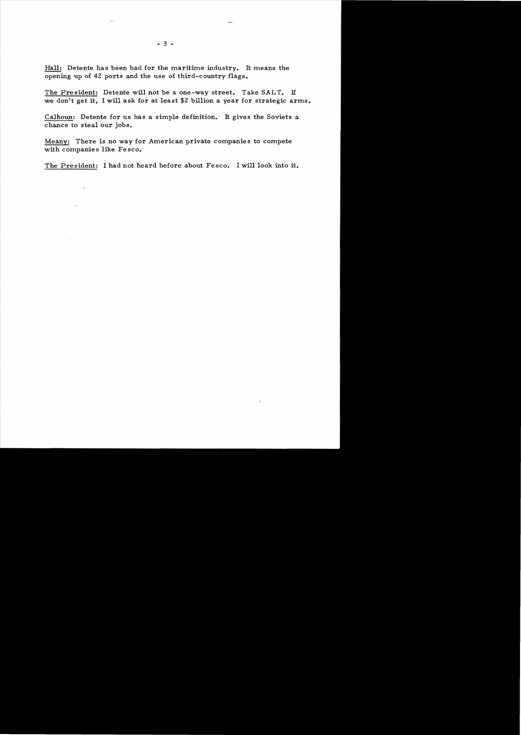Hall: Detente has been bad for the maritime industry. It means the opening up of 42 ports and the use of third-country flags.

The President: Detente will not be a one-way street. Take SALT. If we don't get it, I will ask for at least $2 billion a year for strategic arms.

Calhoun: Detente for us has a simple definition. It gives the Soviets a chance to steal our jobs.

Meany: There is no way for American private companies to compete with companies like Fesco.

The President: I had not heard before about Fesco. I will look into it.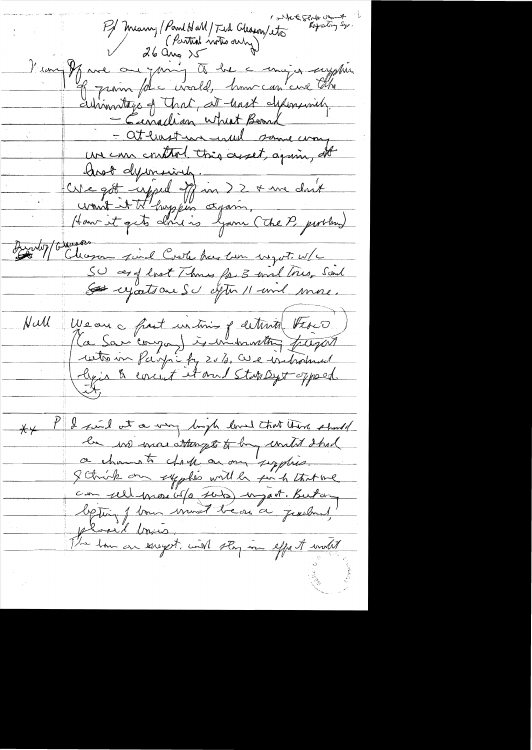P/ Meany / Paul Hall / Ted Gleason / etc
(Partial notes only)
26 Aug 75

I.W.E.S. Intelligence Reporting Sys.

Meany: If we are going to be a major supplier of grain for the world, how can we get the advantage of that, at least defensively.
- Canadian Wheat Board
- At least we need some way we can control this asset, again, at least defensively.
We got ripped off in 72 & we don't want it to happen again.
How it gets done is your (the P. problem)

Dunlop/Gleason: Gleason said Coast has been no export w/ SU as of last Thurs for 3 mil tons. Said exports are SU after 11 mil more.

Hall: We are a part in terms of detente. Fresco (a Sea company) is contracting freight rates in Pacific for 20%. We introduced legis to correct it and State Dept opposed it.

** P: I said at a very high level that there should be no more attempts to buy until I had a chance to check on our supplies. I think our supplies will be such that we can sell more w/o (?) impact. But any lifting of ban must be on a (?) planned basis.
The ban on export will stay in effect until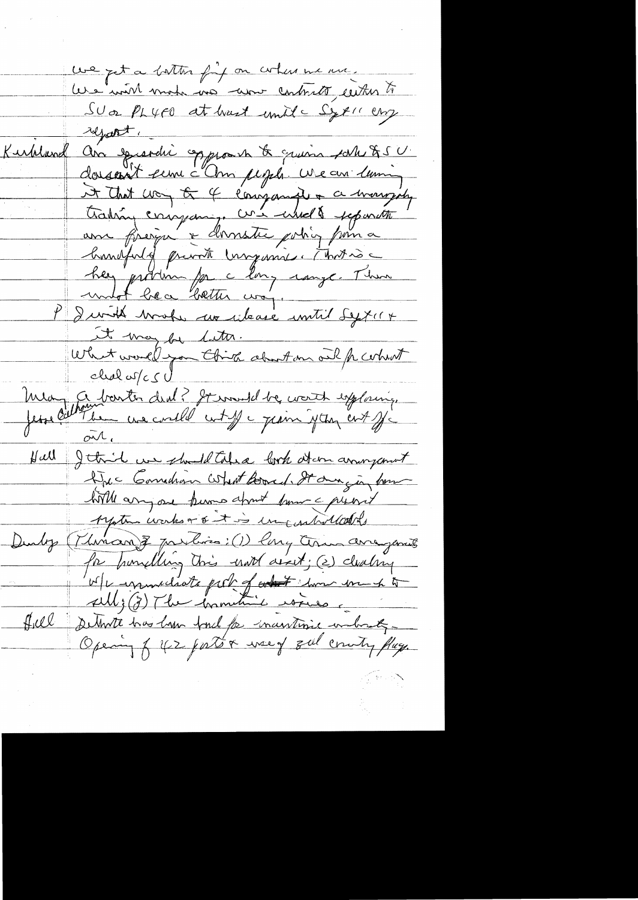we get a better fix on where we are. We will make no new contracts either to SU or PLO at least until Sept 11 C.I.A. report.

Kirkland An episodic approach to grain sale to S.U. doesn't serve the Am people. We are leaving it that way to 4 companies & a majority trading company. We should separate our foreign & domestic policy from a handful of private companies. That is a key problem for the long range. There must be a better way.

P I will make no release until Sept 11 & it may be later.

What would you think about an oil for wheat deal w/ SU

Meany A barter deal? It would be worth exploring.

Jesse Calhoun Then we could cut off the grain if they cut off the oil.

Hall I think we should take a look at an arrangement like the Canadian Wheat Board. It's amazing how little anyone knows about how the present system works & it is uncontrollable.

Dunlop (Thurman?) 3 problems: (1) long term arrangements for handling this until deal; (2) dealing w/ immediate problem of what how much to sell; (3) The maritime issues.

Hall Detente has been bad for maritime industry — Opening of 42 ports & use of 3rd country flags.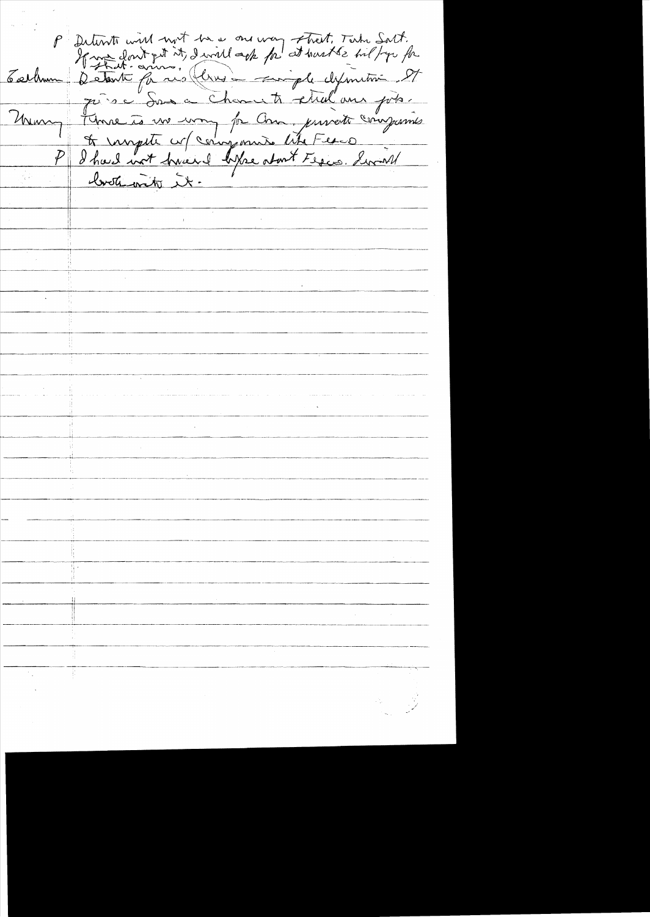P Détente will not be a one way street. Take Salt. If we don't get it, I will ask for at least 2 bil/yr for that. arms.

Zeldman Détente for us (Gives a simple definition) It gives a Sov a chance to steal our jobs.

Murray There is no way for Am. private companies to compete w/ companies like Fesco.

P I had not heard before about Fesco. I will look into it.